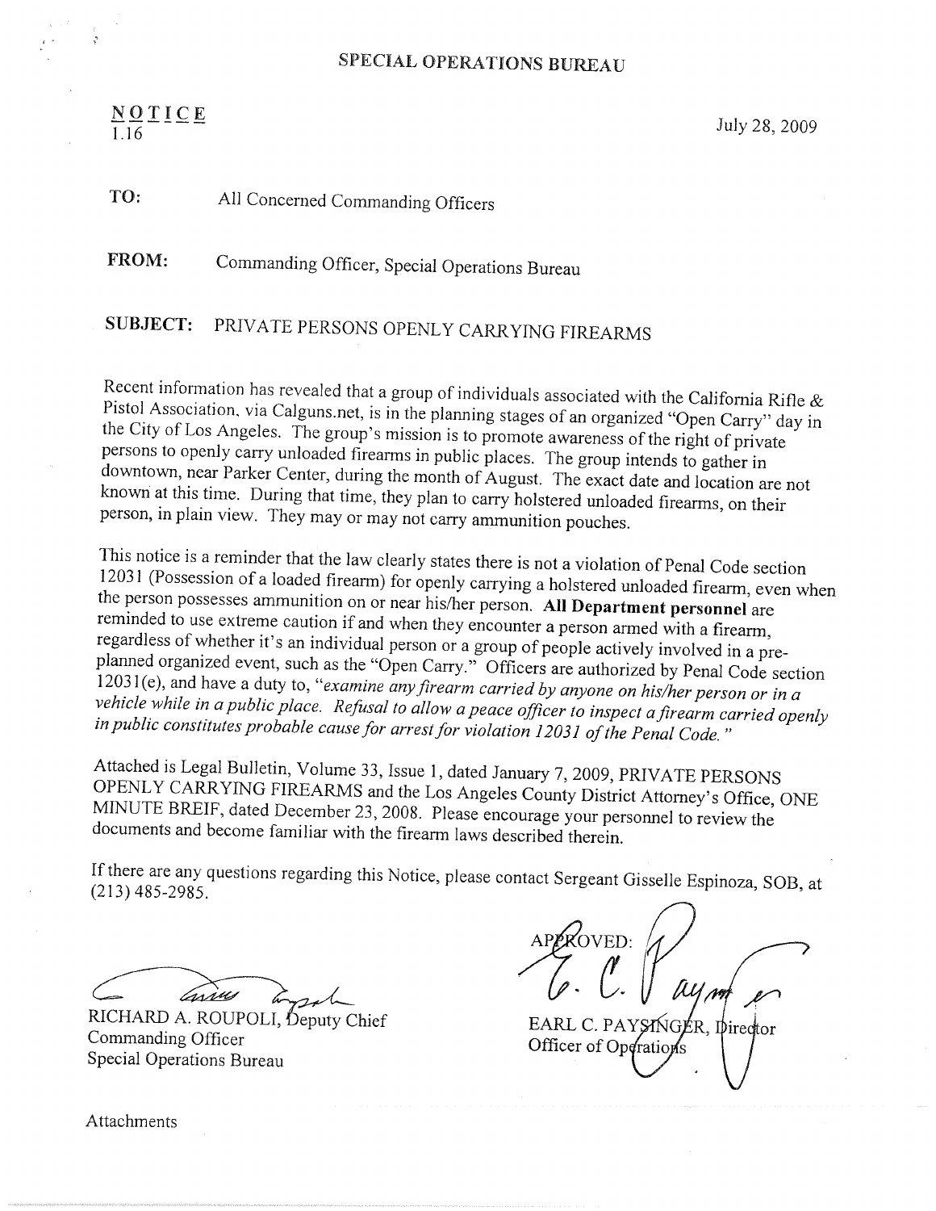# SPECIAL OPERATIONS BUREAU

**N O T I C E**
1.16

July 28, 2009

**TO:** All Concerned Commanding Officers

**FROM:** Commanding Officer, Special Operations Bureau

**SUBJECT:** PRIVATE PERSONS OPENLY CARRYING FIREARMS

Recent information has revealed that a group of individuals associated with the California Rifle & Pistol Association, via Calguns.net, is in the planning stages of an organized "Open Carry" day in the City of Los Angeles. The group's mission is to promote awareness of the right of private persons to openly carry unloaded firearms in public places. The group intends to gather in downtown, near Parker Center, during the month of August. The exact date and location are not known at this time. During that time, they plan to carry holstered unloaded firearms, on their person, in plain view. They may or may not carry ammunition pouches.

This notice is a reminder that the law clearly states there is not a violation of Penal Code section 12031 (Possession of a loaded firearm) for openly carrying a holstered unloaded firearm, even when the person possesses ammunition on or near his/her person. **All Department personnel** are reminded to use extreme caution if and when they encounter a person armed with a firearm, regardless of whether it's an individual person or a group of people actively involved in a pre-planned organized event, such as the "Open Carry." Officers are authorized by Penal Code section 12031(e), and have a duty to, "*examine any firearm carried by anyone on his/her person or in a vehicle while in a public place. Refusal to allow a peace officer to inspect a firearm carried openly in public constitutes probable cause for arrest for violation 12031 of the Penal Code.*"

Attached is Legal Bulletin, Volume 33, Issue 1, dated January 7, 2009, PRIVATE PERSONS OPENLY CARRYING FIREARMS and the Los Angeles County District Attorney's Office, ONE MINUTE BREIF, dated December 23, 2008. Please encourage your personnel to review the documents and become familiar with the firearm laws described therein.

If there are any questions regarding this Notice, please contact Sergeant Gisselle Espinoza, SOB, at (213) 485-2985.

RICHARD A. ROUPOLI, Deputy Chief
Commanding Officer
Special Operations Bureau

APPROVED:

EARL C. PAYSINGER, Director
Officer of Operations

Attachments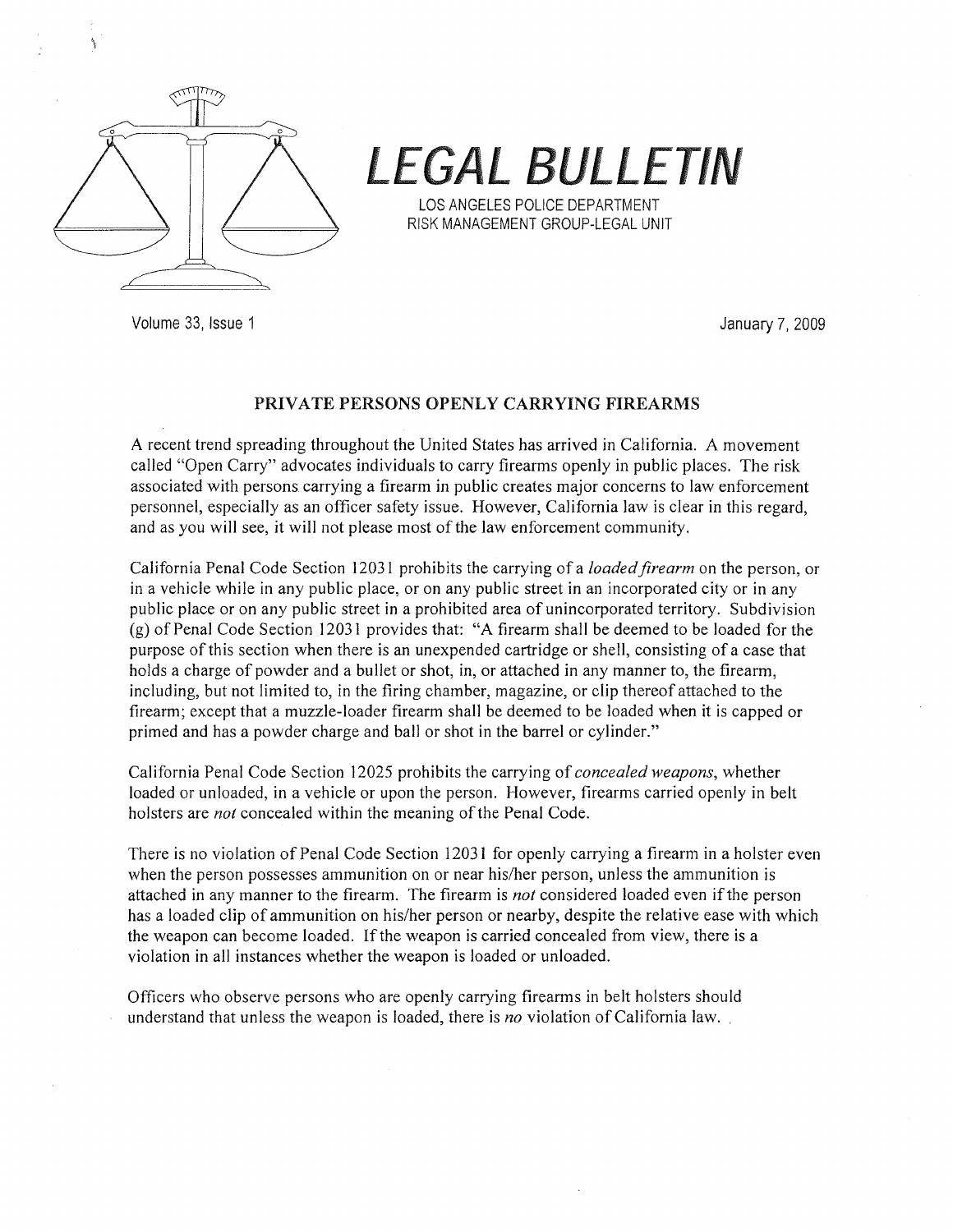# LEGAL BULLETIN

LOS ANGELES POLICE DEPARTMENT
RISK MANAGEMENT GROUP-LEGAL UNIT

Volume 33, Issue 1 January 7, 2009

## PRIVATE PERSONS OPENLY CARRYING FIREARMS

A recent trend spreading throughout the United States has arrived in California. A movement called "Open Carry" advocates individuals to carry firearms openly in public places. The risk associated with persons carrying a firearm in public creates major concerns to law enforcement personnel, especially as an officer safety issue. However, California law is clear in this regard, and as you will see, it will not please most of the law enforcement community.

California Penal Code Section 12031 prohibits the carrying of a *loaded firearm* on the person, or in a vehicle while in any public place, or on any public street in an incorporated city or in any public place or on any public street in a prohibited area of unincorporated territory. Subdivision (g) of Penal Code Section 12031 provides that: "A firearm shall be deemed to be loaded for the purpose of this section when there is an unexpended cartridge or shell, consisting of a case that holds a charge of powder and a bullet or shot, in, or attached in any manner to, the firearm, including, but not limited to, in the firing chamber, magazine, or clip thereof attached to the firearm; except that a muzzle-loader firearm shall be deemed to be loaded when it is capped or primed and has a powder charge and ball or shot in the barrel or cylinder."

California Penal Code Section 12025 prohibits the carrying of *concealed weapons*, whether loaded or unloaded, in a vehicle or upon the person. However, firearms carried openly in belt holsters are *not* concealed within the meaning of the Penal Code.

There is no violation of Penal Code Section 12031 for openly carrying a firearm in a holster even when the person possesses ammunition on or near his/her person, unless the ammunition is attached in any manner to the firearm. The firearm is *not* considered loaded even if the person has a loaded clip of ammunition on his/her person or nearby, despite the relative ease with which the weapon can become loaded. If the weapon is carried concealed from view, there is a violation in all instances whether the weapon is loaded or unloaded.

Officers who observe persons who are openly carrying firearms in belt holsters should understand that unless the weapon is loaded, there is *no* violation of California law.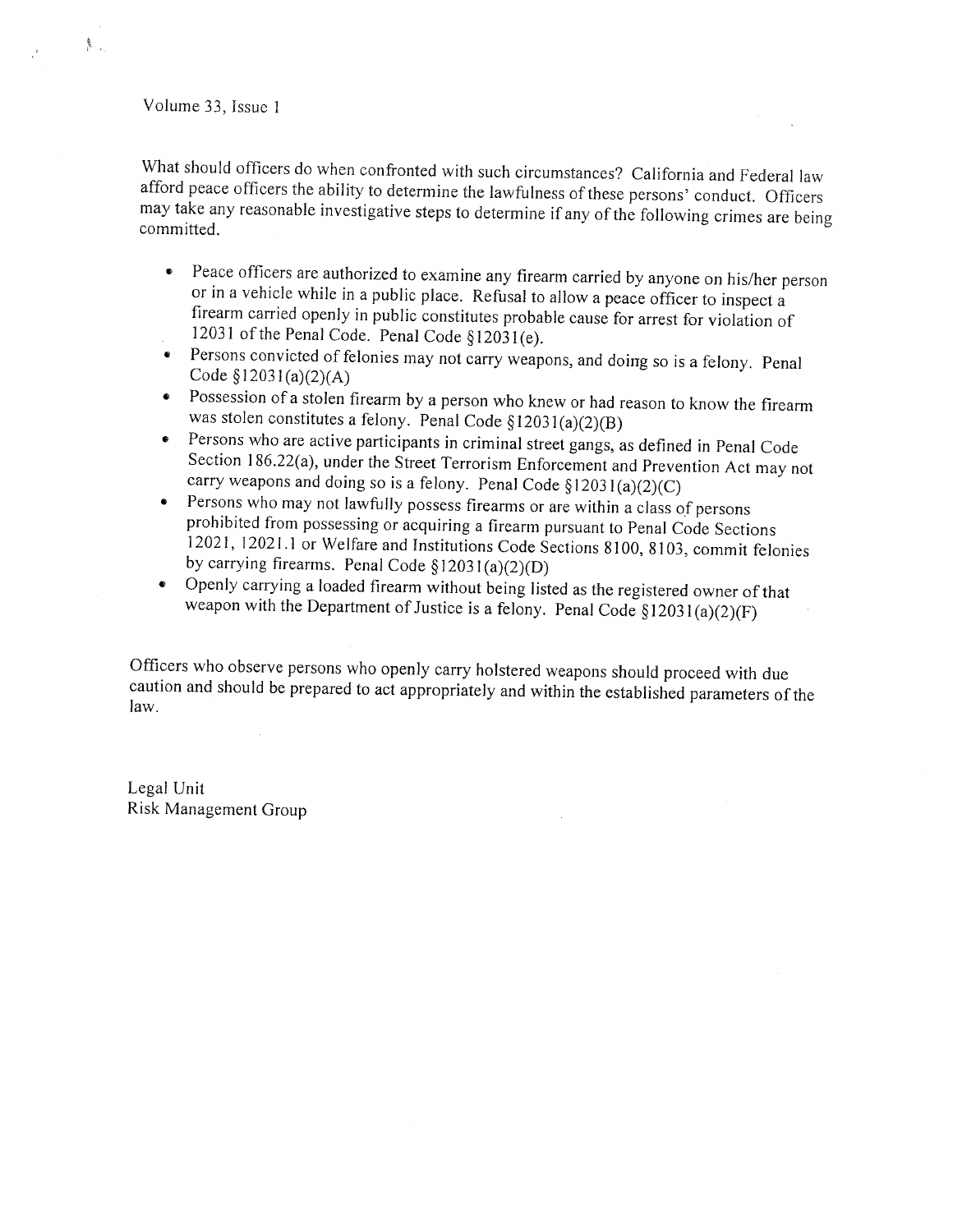What should officers do when confronted with such circumstances? California and Federal law afford peace officers the ability to determine the lawfulness of these persons' conduct. Officers may take any reasonable investigative steps to determine if any of the following crimes are being committed.

- Peace officers are authorized to examine any firearm carried by anyone on his/her person or in a vehicle while in a public place. Refusal to allow a peace officer to inspect a firearm carried openly in public constitutes probable cause for arrest for violation of 12031 of the Penal Code. Penal Code §12031(e).
- Persons convicted of felonies may not carry weapons, and doing so is a felony. Penal Code §12031(a)(2)(A)
- Possession of a stolen firearm by a person who knew or had reason to know the firearm was stolen constitutes a felony. Penal Code §12031(a)(2)(B)
- Persons who are active participants in criminal street gangs, as defined in Penal Code Section 186.22(a), under the Street Terrorism Enforcement and Prevention Act may not carry weapons and doing so is a felony. Penal Code §12031(a)(2)(C)
- Persons who may not lawfully possess firearms or are within a class of persons prohibited from possessing or acquiring a firearm pursuant to Penal Code Sections 12021, 12021.1 or Welfare and Institutions Code Sections 8100, 8103, commit felonies by carrying firearms. Penal Code §12031(a)(2)(D)
- Openly carrying a loaded firearm without being listed as the registered owner of that weapon with the Department of Justice is a felony. Penal Code §12031(a)(2)(F)

Officers who observe persons who openly carry holstered weapons should proceed with due caution and should be prepared to act appropriately and within the established parameters of the law.

Legal Unit
Risk Management Group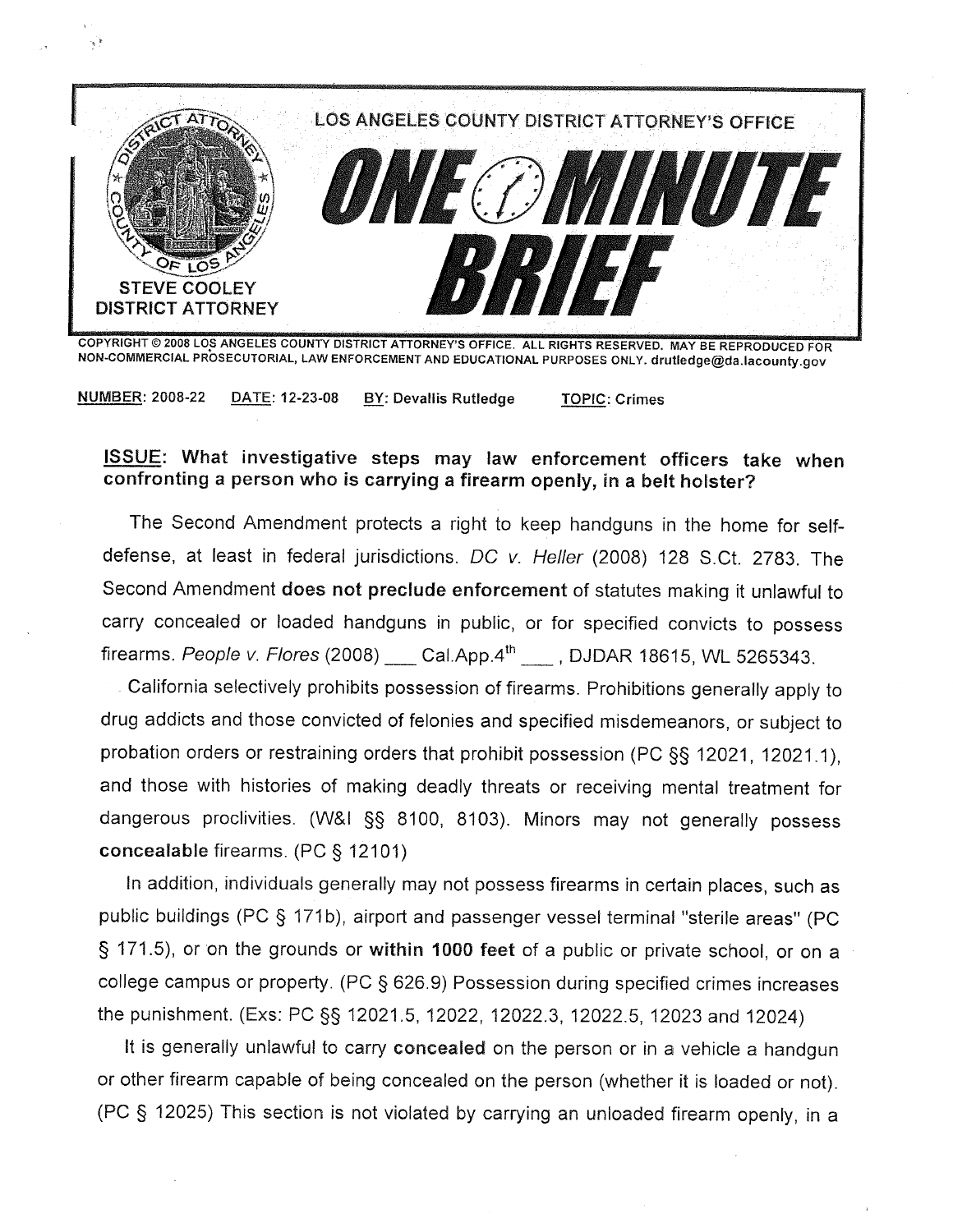LOS ANGELES COUNTY DISTRICT ATTORNEY'S OFFICE

# ONE MINUTE BRIEF

**STEVE COOLEY**
**DISTRICT ATTORNEY**

COPYRIGHT © 2008 LOS ANGELES COUNTY DISTRICT ATTORNEY'S OFFICE. ALL RIGHTS RESERVED. MAY BE REPRODUCED FOR NON-COMMERCIAL PROSECUTORIAL, LAW ENFORCEMENT AND EDUCATIONAL PURPOSES ONLY. drutledge@da.lacounty.gov

NUMBER: 2008-22 DATE: 12-23-08 BY: Devallis Rutledge TOPIC: Crimes

**ISSUE: What investigative steps may law enforcement officers take when confronting a person who is carrying a firearm openly, in a belt holster?**

The Second Amendment protects a right to keep handguns in the home for self-defense, at least in federal jurisdictions. *DC v. Heller* (2008) 128 S.Ct. 2783. The Second Amendment **does not preclude enforcement** of statutes making it unlawful to carry concealed or loaded handguns in public, or for specified convicts to possess firearms. *People v. Flores* (2008) ___ Cal.App.4th ___ , DJDAR 18615, WL 5265343.

California selectively prohibits possession of firearms. Prohibitions generally apply to drug addicts and those convicted of felonies and specified misdemeanors, or subject to probation orders or restraining orders that prohibit possession (PC §§ 12021, 12021.1), and those with histories of making deadly threats or receiving mental treatment for dangerous proclivities. (W&I §§ 8100, 8103). Minors may not generally possess **concealable** firearms. (PC § 12101)

In addition, individuals generally may not possess firearms in certain places, such as public buildings (PC § 171b), airport and passenger vessel terminal "sterile areas" (PC § 171.5), or on the grounds or **within 1000 feet** of a public or private school, or on a college campus or property. (PC § 626.9) Possession during specified crimes increases the punishment. (Exs: PC §§ 12021.5, 12022, 12022.3, 12022.5, 12023 and 12024)

It is generally unlawful to carry **concealed** on the person or in a vehicle a handgun or other firearm capable of being concealed on the person (whether it is loaded or not). (PC § 12025) This section is not violated by carrying an unloaded firearm openly, in a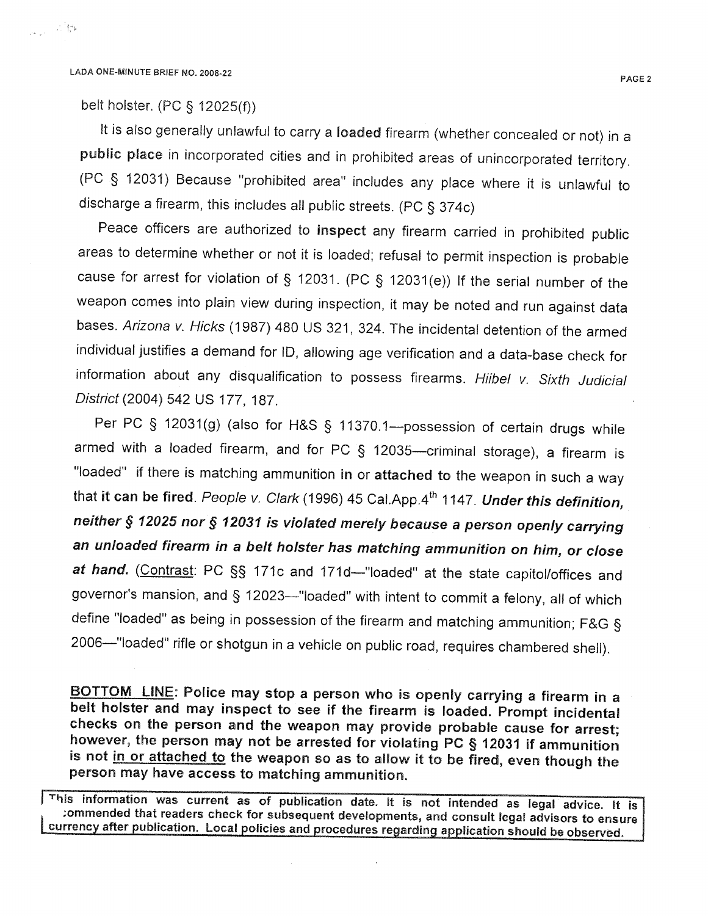belt holster. (PC § 12025(f))

It is also generally unlawful to carry a **loaded** firearm (whether concealed or not) in a **public place** in incorporated cities and in prohibited areas of unincorporated territory. (PC § 12031) Because "prohibited area" includes any place where it is unlawful to discharge a firearm, this includes all public streets. (PC § 374c)

Peace officers are authorized to **inspect** any firearm carried in prohibited public areas to determine whether or not it is loaded; refusal to permit inspection is probable cause for arrest for violation of § 12031. (PC § 12031(e)) If the serial number of the weapon comes into plain view during inspection, it may be noted and run against data bases. *Arizona v. Hicks* (1987) 480 US 321, 324. The incidental detention of the armed individual justifies a demand for ID, allowing age verification and a data-base check for information about any disqualification to possess firearms. *Hiibel v. Sixth Judicial District* (2004) 542 US 177, 187.

Per PC § 12031(g) (also for H&S § 11370.1—possession of certain drugs while armed with a loaded firearm, and for PC § 12035—criminal storage), a firearm is "loaded" if there is matching ammunition **in** or **attached to** the weapon in such a way that **it can be fired**. *People v. Clark* (1996) 45 Cal.App.4th 1147. ***Under this definition, neither § 12025 nor § 12031 is violated merely because a person openly carrying an unloaded firearm in a belt holster has matching ammunition on him, or close at hand.*** (Contrast: PC §§ 171c and 171d—"loaded" at the state capitol/offices and governor's mansion, and § 12023—"loaded" with intent to commit a felony, all of which define "loaded" as being in possession of the firearm and matching ammunition; F&G § 2006—"loaded" rifle or shotgun in a vehicle on public road, requires chambered shell).

**BOTTOM LINE: Police may stop a person who is openly carrying a firearm in a belt holster and may inspect to see if the firearm is loaded. Prompt incidental checks on the person and the weapon may provide probable cause for arrest; however, the person may not be arrested for violating PC § 12031 if ammunition is not in or attached to the weapon so as to allow it to be fired, even though the person may have access to matching ammunition.**

This information was current as of publication date. It is not intended as legal advice. It is recommended that readers check for subsequent developments, and consult legal advisors to ensure currency after publication. Local policies and procedures regarding application should be observed.